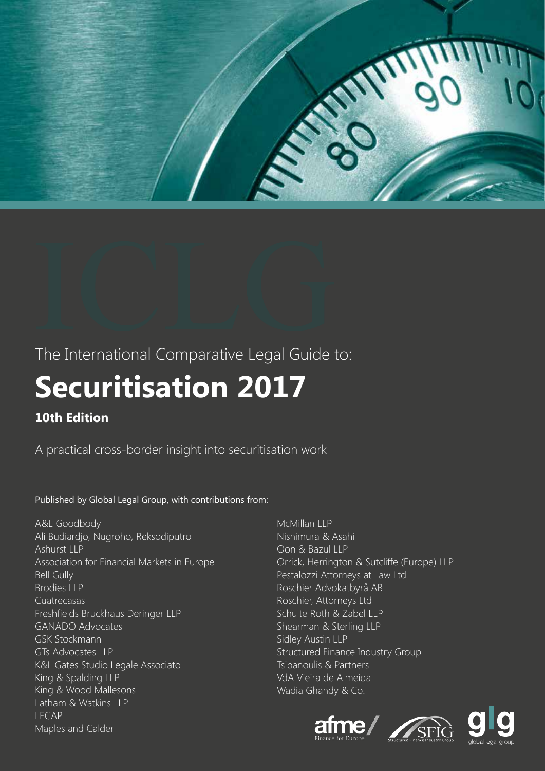ICLG

The International Comparative Legal Guide to:

# Securitisation 2017

**10th Edition**

A practical cross-border insight into securitisation work

Published by Global Legal Group, with contributions from:

A&L Goodbody
Ali Budiardjo, Nugroho, Reksodiputro
Ashurst LLP
Association for Financial Markets in Europe
Bell Gully
Brodies LLP
Cuatrecasas
Freshfields Bruckhaus Deringer LLP
GANADO Advocates
GSK Stockmann
GTs Advocates LLP
K&L Gates Studio Legale Associato
King & Spalding LLP
King & Wood Mallesons
Latham & Watkins LLP
LECAP
Maples and Calder
McMillan LLP
Nishimura & Asahi
Oon & Bazul LLP
Orrick, Herrington & Sutcliffe (Europe) LLP
Pestalozzi Attorneys at Law Ltd
Roschier Advokatbyrå AB
Roschier, Attorneys Ltd
Schulte Roth & Zabel LLP
Shearman & Sterling LLP
Sidley Austin LLP
Structured Finance Industry Group
Tsibanoulis & Partners
VdA Vieira de Almeida
Wadia Ghandy & Co.

afme/ Finance for Europe

SFIG Structured Finance Industry Group

glg global legal group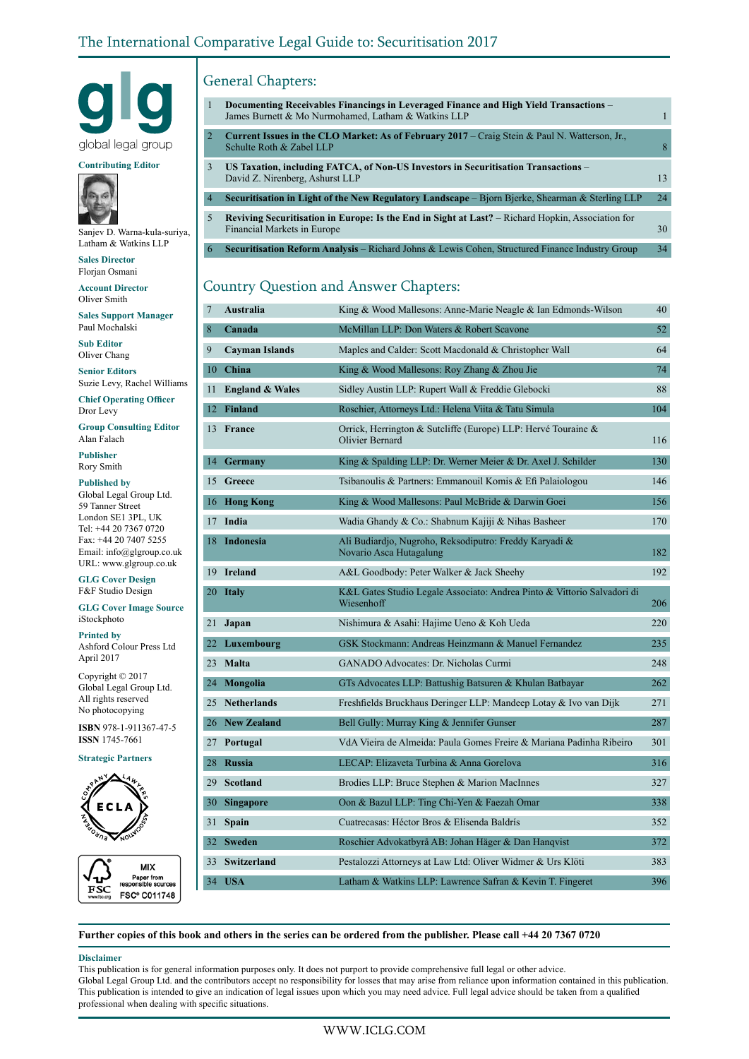# The International Comparative Legal Guide to: Securitisation 2017

glg
global legal group

**Contributing Editor**
Sanjev D. Warna-kula-suriya, Latham & Watkins LLP

**Sales Director**
Florjan Osmani

**Account Director**
Oliver Smith

**Sales Support Manager**
Paul Mochalski

**Sub Editor**
Oliver Chang

**Senior Editors**
Suzie Levy, Rachel Williams

**Chief Operating Officer**
Dror Levy

**Group Consulting Editor**
Alan Falach

**Publisher**
Rory Smith

**Published by**
Global Legal Group Ltd.
59 Tanner Street
London SE1 3PL, UK
Tel: +44 20 7367 0720
Fax: +44 20 7407 5255
Email: info@glgroup.co.uk
URL: www.glgroup.co.uk

**GLG Cover Design**
F&F Studio Design

**GLG Cover Image Source**
iStockphoto

**Printed by**
Ashford Colour Press Ltd
April 2017

Copyright © 2017
Global Legal Group Ltd.
All rights reserved
No photocopying

**ISBN** 978-1-911367-47-5
**ISSN** 1745-7661

**Strategic Partners**

## General Chapters:

| | | |
|---|---|---|
| 1 | **Documenting Receivables Financings in Leveraged Finance and High Yield Transactions** – James Burnett & Mo Nurmohamed, Latham & Watkins LLP | 1 |
| 2 | **Current Issues in the CLO Market: As of February 2017** – Craig Stein & Paul N. Watterson, Jr., Schulte Roth & Zabel LLP | 8 |
| 3 | **US Taxation, including FATCA, of Non-US Investors in Securitisation Transactions** – David Z. Nirenberg, Ashurst LLP | 13 |
| 4 | **Securitisation in Light of the New Regulatory Landscape** – Bjorn Bjerke, Shearman & Sterling LLP | 24 |
| 5 | **Reviving Securitisation in Europe: Is the End in Sight at Last?** – Richard Hopkin, Association for Financial Markets in Europe | 30 |
| 6 | **Securitisation Reform Analysis** – Richard Johns & Lewis Cohen, Structured Finance Industry Group | 34 |

## Country Question and Answer Chapters:

| | | | |
|---|---|---|---|
| 7 | **Australia** | King & Wood Mallesons: Anne-Marie Neagle & Ian Edmonds-Wilson | 40 |
| 8 | **Canada** | McMillan LLP: Don Waters & Robert Scavone | 52 |
| 9 | **Cayman Islands** | Maples and Calder: Scott Macdonald & Christopher Wall | 64 |
| 10 | **China** | King & Wood Mallesons: Roy Zhang & Zhou Jie | 74 |
| 11 | **England & Wales** | Sidley Austin LLP: Rupert Wall & Freddie Glebocki | 88 |
| 12 | **Finland** | Roschier, Attorneys Ltd.: Helena Viita & Tatu Simula | 104 |
| 13 | **France** | Orrick, Herrington & Sutcliffe (Europe) LLP: Hervé Touraine & Olivier Bernard | 116 |
| 14 | **Germany** | King & Spalding LLP: Dr. Werner Meier & Dr. Axel J. Schilder | 130 |
| 15 | **Greece** | Tsibanoulis & Partners: Emmanouil Komis & Efi Palaiologou | 146 |
| 16 | **Hong Kong** | King & Wood Mallesons: Paul McBride & Darwin Goei | 156 |
| 17 | **India** | Wadia Ghandy & Co.: Shabnum Kajiji & Nihas Basheer | 170 |
| 18 | **Indonesia** | Ali Budiardjo, Nugroho, Reksodiputro: Freddy Karyadi & Novario Asca Hutagalung | 182 |
| 19 | **Ireland** | A&L Goodbody: Peter Walker & Jack Sheehy | 192 |
| 20 | **Italy** | K&L Gates Studio Legale Associato: Andrea Pinto & Vittorio Salvadori di Wiesenhoff | 206 |
| 21 | **Japan** | Nishimura & Asahi: Hajime Ueno & Koh Ueda | 220 |
| 22 | **Luxembourg** | GSK Stockmann: Andreas Heinzmann & Manuel Fernandez | 235 |
| 23 | **Malta** | GANADO Advocates: Dr. Nicholas Curmi | 248 |
| 24 | **Mongolia** | GTs Advocates LLP: Battushig Batsuren & Khulan Batbayar | 262 |
| 25 | **Netherlands** | Freshfields Bruckhaus Deringer LLP: Mandeep Lotay & Ivo van Dijk | 271 |
| 26 | **New Zealand** | Bell Gully: Murray King & Jennifer Gunser | 287 |
| 27 | **Portugal** | VdA Vieira de Almeida: Paula Gomes Freire & Mariana Padinha Ribeiro | 301 |
| 28 | **Russia** | LECAP: Elizaveta Turbina & Anna Gorelova | 316 |
| 29 | **Scotland** | Brodies LLP: Bruce Stephen & Marion MacInnes | 327 |
| 30 | **Singapore** | Oon & Bazul LLP: Ting Chi-Yen & Faezah Omar | 338 |
| 31 | **Spain** | Cuatrecasas: Héctor Bros & Elisenda Baldrís | 352 |
| 32 | **Sweden** | Roschier Advokatbyrå AB: Johan Häger & Dan Hanqvist | 372 |
| 33 | **Switzerland** | Pestalozzi Attorneys at Law Ltd: Oliver Widmer & Urs Klöti | 383 |
| 34 | **USA** | Latham & Watkins LLP: Lawrence Safran & Kevin T. Fingeret | 396 |

**Further copies of this book and others in the series can be ordered from the publisher. Please call +44 20 7367 0720**

**Disclaimer**
This publication is for general information purposes only. It does not purport to provide comprehensive full legal or other advice.
Global Legal Group Ltd. and the contributors accept no responsibility for losses that may arise from reliance upon information contained in this publication.
This publication is intended to give an indication of legal issues upon which you may need advice. Full legal advice should be taken from a qualified professional when dealing with specific situations.

WWW.ICLG.COM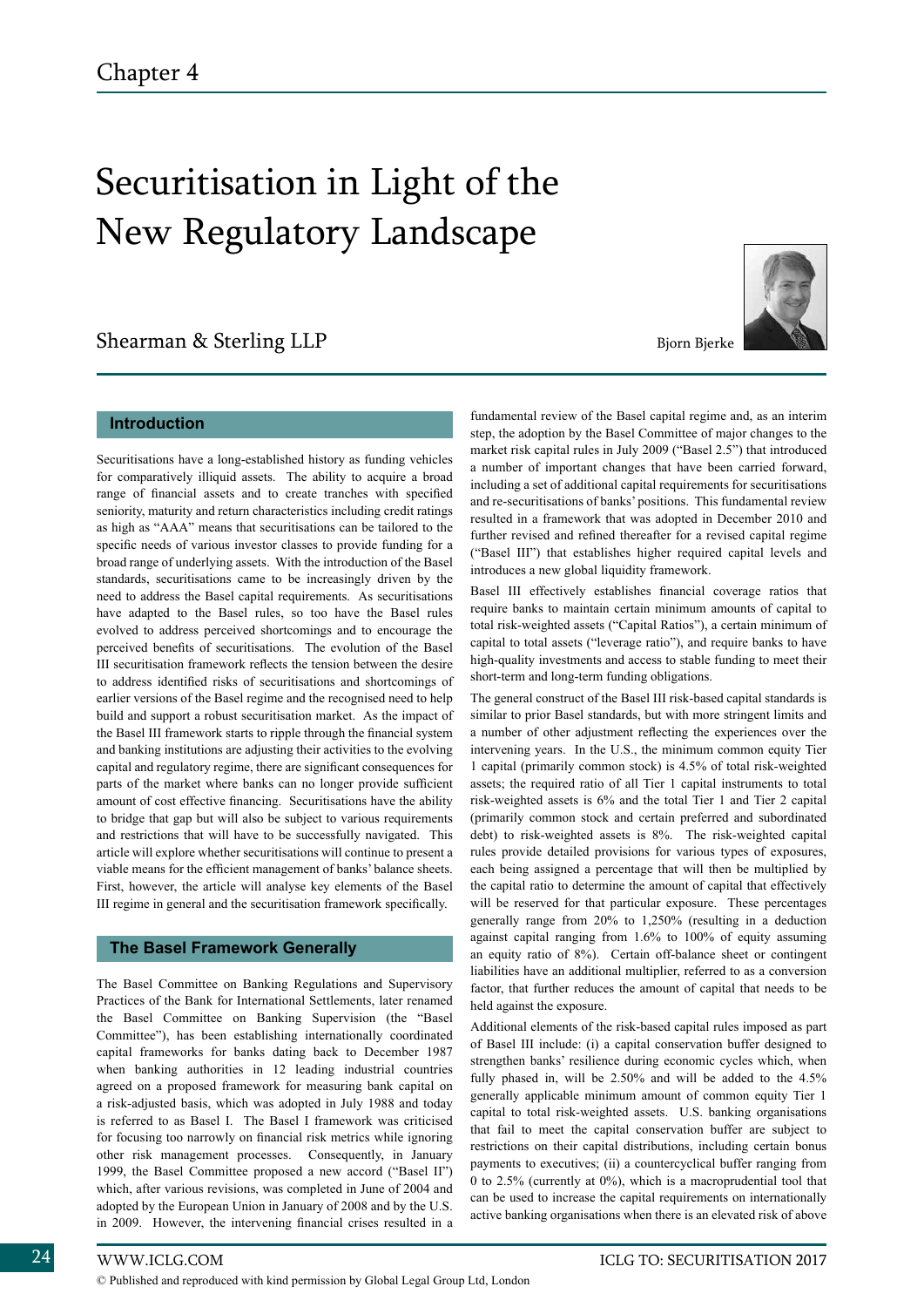Chapter 4

# Securitisation in Light of the New Regulatory Landscape

Shearman & Sterling LLP

Bjorn Bjerke

## Introduction

Securitisations have a long-established history as funding vehicles for comparatively illiquid assets. The ability to acquire a broad range of financial assets and to create tranches with specified seniority, maturity and return characteristics including credit ratings as high as "AAA" means that securitisations can be tailored to the specific needs of various investor classes to provide funding for a broad range of underlying assets. With the introduction of the Basel standards, securitisations came to be increasingly driven by the need to address the Basel capital requirements. As securitisations have adapted to the Basel rules, so too have the Basel rules evolved to address perceived shortcomings and to encourage the perceived benefits of securitisations. The evolution of the Basel III securitisation framework reflects the tension between the desire to address identified risks of securitisations and shortcomings of earlier versions of the Basel regime and the recognised need to help build and support a robust securitisation market. As the impact of the Basel III framework starts to ripple through the financial system and banking institutions are adjusting their activities to the evolving capital and regulatory regime, there are significant consequences for parts of the market where banks can no longer provide sufficient amount of cost effective financing. Securitisations have the ability to bridge that gap but will also be subject to various requirements and restrictions that will have to be successfully navigated. This article will explore whether securitisations will continue to present a viable means for the efficient management of banks' balance sheets. First, however, the article will analyse key elements of the Basel III regime in general and the securitisation framework specifically.

## The Basel Framework Generally

The Basel Committee on Banking Regulations and Supervisory Practices of the Bank for International Settlements, later renamed the Basel Committee on Banking Supervision (the "Basel Committee"), has been establishing internationally coordinated capital frameworks for banks dating back to December 1987 when banking authorities in 12 leading industrial countries agreed on a proposed framework for measuring bank capital on a risk-adjusted basis, which was adopted in July 1988 and today is referred to as Basel I. The Basel I framework was criticised for focusing too narrowly on financial risk metrics while ignoring other risk management processes. Consequently, in January 1999, the Basel Committee proposed a new accord ("Basel II") which, after various revisions, was completed in June of 2004 and adopted by the European Union in January of 2008 and by the U.S. in 2009. However, the intervening financial crises resulted in a fundamental review of the Basel capital regime and, as an interim step, the adoption by the Basel Committee of major changes to the market risk capital rules in July 2009 ("Basel 2.5") that introduced a number of important changes that have been carried forward, including a set of additional capital requirements for securitisations and re-securitisations of banks' positions. This fundamental review resulted in a framework that was adopted in December 2010 and further revised and refined thereafter for a revised capital regime ("Basel III") that establishes higher required capital levels and introduces a new global liquidity framework.

Basel III effectively establishes financial coverage ratios that require banks to maintain certain minimum amounts of capital to total risk-weighted assets ("Capital Ratios"), a certain minimum of capital to total assets ("leverage ratio"), and require banks to have high-quality investments and access to stable funding to meet their short-term and long-term funding obligations.

The general construct of the Basel III risk-based capital standards is similar to prior Basel standards, but with more stringent limits and a number of other adjustment reflecting the experiences over the intervening years. In the U.S., the minimum common equity Tier 1 capital (primarily common stock) is 4.5% of total risk-weighted assets; the required ratio of all Tier 1 capital instruments to total risk-weighted assets is 6% and the total Tier 1 and Tier 2 capital (primarily common stock and certain preferred and subordinated debt) to risk-weighted assets is 8%. The risk-weighted capital rules provide detailed provisions for various types of exposures, each being assigned a percentage that will then be multiplied by the capital ratio to determine the amount of capital that effectively will be reserved for that particular exposure. These percentages generally range from 20% to 1,250% (resulting in a deduction against capital ranging from 1.6% to 100% of equity assuming an equity ratio of 8%). Certain off-balance sheet or contingent liabilities have an additional multiplier, referred to as a conversion factor, that further reduces the amount of capital that needs to be held against the exposure.

Additional elements of the risk-based capital rules imposed as part of Basel III include: (i) a capital conservation buffer designed to strengthen banks' resilience during economic cycles which, when fully phased in, will be 2.50% and will be added to the 4.5% generally applicable minimum amount of common equity Tier 1 capital to total risk-weighted assets. U.S. banking organisations that fail to meet the capital conservation buffer are subject to restrictions on their capital distributions, including certain bonus payments to executives; (ii) a countercyclical buffer ranging from 0 to 2.5% (currently at 0%), which is a macroprudential tool that can be used to increase the capital requirements on internationally active banking organisations when there is an elevated risk of above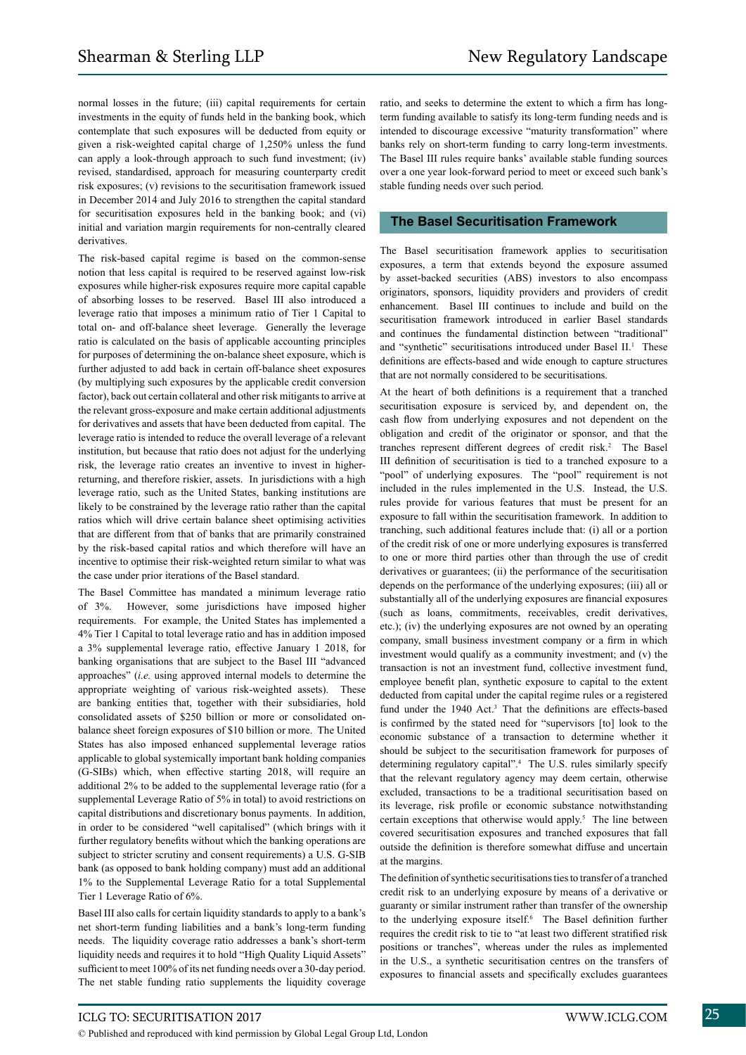normal losses in the future; (iii) capital requirements for certain investments in the equity of funds held in the banking book, which contemplate that such exposures will be deducted from equity or given a risk-weighted capital charge of 1,250% unless the fund can apply a look-through approach to such fund investment; (iv) revised, standardised, approach for measuring counterparty credit risk exposures; (v) revisions to the securitisation framework issued in December 2014 and July 2016 to strengthen the capital standard for securitisation exposures held in the banking book; and (vi) initial and variation margin requirements for non-centrally cleared derivatives.

The risk-based capital regime is based on the common-sense notion that less capital is required to be reserved against low-risk exposures while higher-risk exposures require more capital capable of absorbing losses to be reserved. Basel III also introduced a leverage ratio that imposes a minimum ratio of Tier 1 Capital to total on- and off-balance sheet leverage. Generally the leverage ratio is calculated on the basis of applicable accounting principles for purposes of determining the on-balance sheet exposure, which is further adjusted to add back in certain off-balance sheet exposures (by multiplying such exposures by the applicable credit conversion factor), back out certain collateral and other risk mitigants to arrive at the relevant gross-exposure and make certain additional adjustments for derivatives and assets that have been deducted from capital. The leverage ratio is intended to reduce the overall leverage of a relevant institution, but because that ratio does not adjust for the underlying risk, the leverage ratio creates an inventive to invest in higher-returning, and therefore riskier, assets. In jurisdictions with a high leverage ratio, such as the United States, banking institutions are likely to be constrained by the leverage ratio rather than the capital ratios which will drive certain balance sheet optimising activities that are different from that of banks that are primarily constrained by the risk-based capital ratios and which therefore will have an incentive to optimise their risk-weighted return similar to what was the case under prior iterations of the Basel standard.

The Basel Committee has mandated a minimum leverage ratio of 3%. However, some jurisdictions have imposed higher requirements. For example, the United States has implemented a 4% Tier 1 Capital to total leverage ratio and has in addition imposed a 3% supplemental leverage ratio, effective January 1 2018, for banking organisations that are subject to the Basel III "advanced approaches" (*i.e.* using approved internal models to determine the appropriate weighting of various risk-weighted assets). These are banking entities that, together with their subsidiaries, hold consolidated assets of $250 billion or more or consolidated on-balance sheet foreign exposures of $10 billion or more. The United States has also imposed enhanced supplemental leverage ratios applicable to global systemically important bank holding companies (G-SIBs) which, when effective starting 2018, will require an additional 2% to be added to the supplemental leverage ratio (for a supplemental Leverage Ratio of 5% in total) to avoid restrictions on capital distributions and discretionary bonus payments. In addition, in order to be considered "well capitalised" (which brings with it further regulatory benefits without which the banking operations are subject to stricter scrutiny and consent requirements) a U.S. G-SIB bank (as opposed to bank holding company) must add an additional 1% to the Supplemental Leverage Ratio for a total Supplemental Tier 1 Leverage Ratio of 6%.

Basel III also calls for certain liquidity standards to apply to a bank's net short-term funding liabilities and a bank's long-term funding needs. The liquidity coverage ratio addresses a bank's short-term liquidity needs and requires it to hold "High Quality Liquid Assets" sufficient to meet 100% of its net funding needs over a 30-day period. The net stable funding ratio supplements the liquidity coverage ratio, and seeks to determine the extent to which a firm has long-term funding available to satisfy its long-term funding needs and is intended to discourage excessive "maturity transformation" where banks rely on short-term funding to carry long-term investments. The Basel III rules require banks' available stable funding sources over a one year look-forward period to meet or exceed such bank's stable funding needs over such period.

## The Basel Securitisation Framework

The Basel securitisation framework applies to securitisation exposures, a term that extends beyond the exposure assumed by asset-backed securities (ABS) investors to also encompass originators, sponsors, liquidity providers and providers of credit enhancement. Basel III continues to include and build on the securitisation framework introduced in earlier Basel standards and continues the fundamental distinction between "traditional" and "synthetic" securitisations introduced under Basel II.[1] These definitions are effects-based and wide enough to capture structures that are not normally considered to be securitisations.

At the heart of both definitions is a requirement that a tranched securitisation exposure is serviced by, and dependent on, the cash flow from underlying exposures and not dependent on the obligation and credit of the originator or sponsor, and that the tranches represent different degrees of credit risk.[2] The Basel III definition of securitisation is tied to a tranched exposure to a "pool" of underlying exposures. The "pool" requirement is not included in the rules implemented in the U.S. Instead, the U.S. rules provide for various features that must be present for an exposure to fall within the securitisation framework. In addition to tranching, such additional features include that: (i) all or a portion of the credit risk of one or more underlying exposures is transferred to one or more third parties other than through the use of credit derivatives or guarantees; (ii) the performance of the securitisation depends on the performance of the underlying exposures; (iii) all or substantially all of the underlying exposures are financial exposures (such as loans, commitments, receivables, credit derivatives, etc.); (iv) the underlying exposures are not owned by an operating company, small business investment company or a firm in which investment would qualify as a community investment; and (v) the transaction is not an investment fund, collective investment fund, employee benefit plan, synthetic exposure to capital to the extent deducted from capital under the capital regime rules or a registered fund under the 1940 Act.[3] That the definitions are effects-based is confirmed by the stated need for "supervisors [to] look to the economic substance of a transaction to determine whether it should be subject to the securitisation framework for purposes of determining regulatory capital".[4] The U.S. rules similarly specify that the relevant regulatory agency may deem certain, otherwise excluded, transactions to be a traditional securitisation based on its leverage, risk profile or economic substance notwithstanding certain exceptions that otherwise would apply.[5] The line between covered securitisation exposures and tranched exposures that fall outside the definition is therefore somewhat diffuse and uncertain at the margins.

The definition of synthetic securitisations ties to transfer of a tranched credit risk to an underlying exposure by means of a derivative or guaranty or similar instrument rather than transfer of the ownership to the underlying exposure itself.[6] The Basel definition further requires the credit risk to tie to "at least two different stratified risk positions or tranches", whereas under the rules as implemented in the U.S., a synthetic securitisation centres on the transfers of exposures to financial assets and specifically excludes guarantees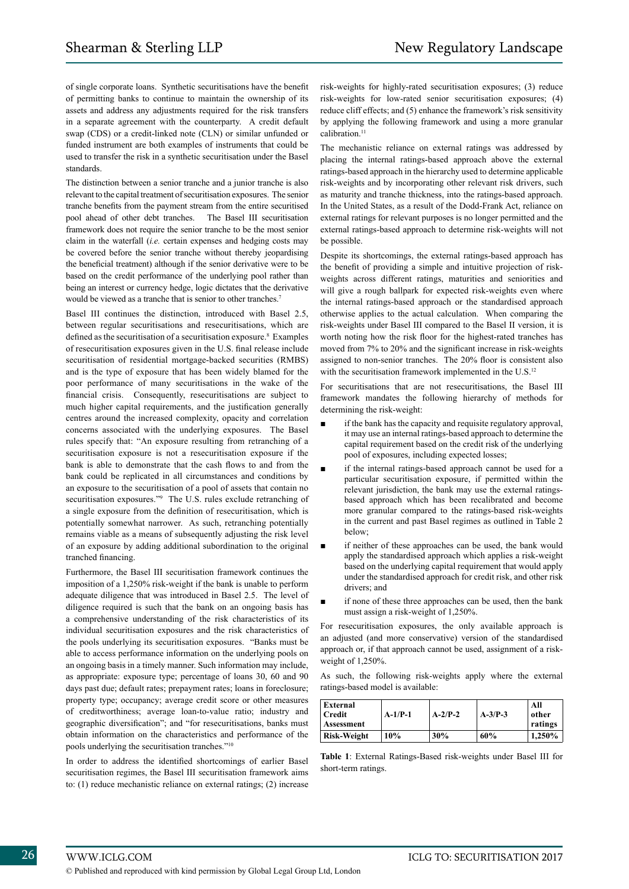of single corporate loans. Synthetic securitisations have the benefit of permitting banks to continue to maintain the ownership of its assets and address any adjustments required for the risk transfers in a separate agreement with the counterparty. A credit default swap (CDS) or a credit-linked note (CLN) or similar unfunded or funded instrument are both examples of instruments that could be used to transfer the risk in a synthetic securitisation under the Basel standards.

The distinction between a senior tranche and a junior tranche is also relevant to the capital treatment of securitisation exposures. The senior tranche benefits from the payment stream from the entire securitised pool ahead of other debt tranches. The Basel III securitisation framework does not require the senior tranche to be the most senior claim in the waterfall (*i.e.* certain expenses and hedging costs may be covered before the senior tranche without thereby jeopardising the beneficial treatment) although if the senior derivative were to be based on the credit performance of the underlying pool rather than being an interest or currency hedge, logic dictates that the derivative would be viewed as a tranche that is senior to other tranches.[7]

Basel III continues the distinction, introduced with Basel 2.5, between regular securitisations and resecuritisations, which are defined as the securitisation of a securitisation exposure.[8] Examples of resecuritisation exposures given in the U.S. final release include securitisation of residential mortgage-backed securities (RMBS) and is the type of exposure that has been widely blamed for the poor performance of many securitisations in the wake of the financial crisis. Consequently, resecuritisations are subject to much higher capital requirements, and the justification generally centres around the increased complexity, opacity and correlation concerns associated with the underlying exposures. The Basel rules specify that: "An exposure resulting from retranching of a securitisation exposure is not a resecuritisation exposure if the bank is able to demonstrate that the cash flows to and from the bank could be replicated in all circumstances and conditions by an exposure to the securitisation of a pool of assets that contain no securitisation exposures."[9] The U.S. rules exclude retranching of a single exposure from the definition of resecuritisation, which is potentially somewhat narrower. As such, retranching potentially remains viable as a means of subsequently adjusting the risk level of an exposure by adding additional subordination to the original tranched financing.

Furthermore, the Basel III securitisation framework continues the imposition of a 1,250% risk-weight if the bank is unable to perform adequate diligence that was introduced in Basel 2.5. The level of diligence required is such that the bank on an ongoing basis has a comprehensive understanding of the risk characteristics of its individual securitisation exposures and the risk characteristics of the pools underlying its securitisation exposures. "Banks must be able to access performance information on the underlying pools on an ongoing basis in a timely manner. Such information may include, as appropriate: exposure type; percentage of loans 30, 60 and 90 days past due; default rates; prepayment rates; loans in foreclosure; property type; occupancy; average credit score or other measures of creditworthiness; average loan-to-value ratio; industry and geographic diversification"; and "for resecuritisations, banks must obtain information on the characteristics and performance of the pools underlying the securitisation tranches."[10]

In order to address the identified shortcomings of earlier Basel securitisation regimes, the Basel III securitisation framework aims to: (1) reduce mechanistic reliance on external ratings; (2) increase risk-weights for highly-rated securitisation exposures; (3) reduce risk-weights for low-rated senior securitisation exposures; (4) reduce cliff effects; and (5) enhance the framework's risk sensitivity by applying the following framework and using a more granular calibration.[11]

The mechanistic reliance on external ratings was addressed by placing the internal ratings-based approach above the external ratings-based approach in the hierarchy used to determine applicable risk-weights and by incorporating other relevant risk drivers, such as maturity and tranche thickness, into the ratings-based approach. In the United States, as a result of the Dodd-Frank Act, reliance on external ratings for relevant purposes is no longer permitted and the external ratings-based approach to determine risk-weights will not be possible.

Despite its shortcomings, the external ratings-based approach has the benefit of providing a simple and intuitive projection of risk-weights across different ratings, maturities and seniorities and will give a rough ballpark for expected risk-weights even where the internal ratings-based approach or the standardised approach otherwise applies to the actual calculation. When comparing the risk-weights under Basel III compared to the Basel II version, it is worth noting how the risk floor for the highest-rated tranches has moved from 7% to 20% and the significant increase in risk-weights assigned to non-senior tranches. The 20% floor is consistent also with the securitisation framework implemented in the U.S.[12]

For securitisations that are not resecuritisations, the Basel III framework mandates the following hierarchy of methods for determining the risk-weight:

- if the bank has the capacity and requisite regulatory approval, it may use an internal ratings-based approach to determine the capital requirement based on the credit risk of the underlying pool of exposures, including expected losses;
- if the internal ratings-based approach cannot be used for a particular securitisation exposure, if permitted within the relevant jurisdiction, the bank may use the external ratings-based approach which has been recalibrated and become more granular compared to the ratings-based risk-weights in the current and past Basel regimes as outlined in Table 2 below;
- if neither of these approaches can be used, the bank would apply the standardised approach which applies a risk-weight based on the underlying capital requirement that would apply under the standardised approach for credit risk, and other risk drivers; and
- if none of these three approaches can be used, then the bank must assign a risk-weight of 1,250%.

For resecuritisation exposures, the only available approach is an adjusted (and more conservative) version of the standardised approach or, if that approach cannot be used, assignment of a risk-weight of 1,250%.

As such, the following risk-weights apply where the external ratings-based model is available:

| **External Credit Assessment** | **A-1/P-1** | **A-2/P-2** | **A-3/P-3** | **All other ratings** |
|---|---|---|---|---|
| **Risk-Weight** | **10%** | **30%** | **60%** | **1,250%** |

**Table 1**: External Ratings-Based risk-weights under Basel III for short-term ratings.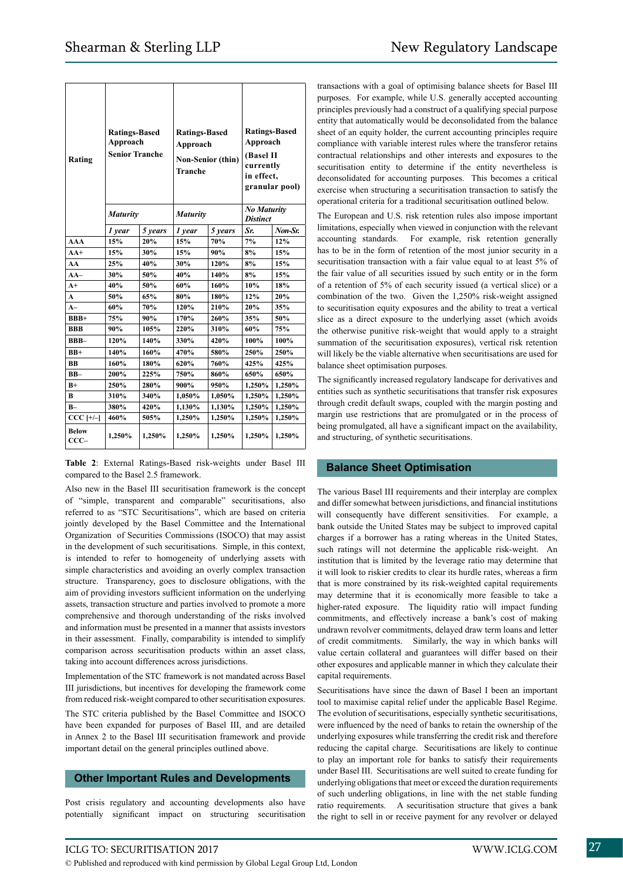| Rating | Ratings-Based Approach Senior Tranche | | Ratings-Based Approach Non-Senior (thin) Tranche | | Ratings-Based Approach (Basel II currently in effect, granular pool) | |
|---|---|---|---|---|---|---|
| | *Maturity* | | *Maturity* | | *No Maturity Distinct* | |
| | *1 year* | *5 years* | *1 year* | *5 years* | *Sr.* | *Non-Sr.* |
| **AAA** | **15%** | **20%** | **15%** | **70%** | **7%** | **12%** |
| **AA+** | **15%** | **30%** | **15%** | **90%** | **8%** | **15%** |
| **AA** | **25%** | **40%** | **30%** | **120%** | **8%** | **15%** |
| **AA–** | **30%** | **50%** | **40%** | **140%** | **8%** | **15%** |
| **A+** | **40%** | **50%** | **60%** | **160%** | **10%** | **18%** |
| **A** | **50%** | **65%** | **80%** | **180%** | **12%** | **20%** |
| **A–** | **60%** | **70%** | **120%** | **210%** | **20%** | **35%** |
| **BBB+** | **75%** | **90%** | **170%** | **260%** | **35%** | **50%** |
| **BBB** | **90%** | **105%** | **220%** | **310%** | **60%** | **75%** |
| **BBB–** | **120%** | **140%** | **330%** | **420%** | **100%** | **100%** |
| **BB+** | **140%** | **160%** | **470%** | **580%** | **250%** | **250%** |
| **BB** | **160%** | **180%** | **620%** | **760%** | **425%** | **425%** |
| **BB–** | **200%** | **225%** | **750%** | **860%** | **650%** | **650%** |
| **B+** | **250%** | **280%** | **900%** | **950%** | **1,250%** | **1,250%** |
| **B** | **310%** | **340%** | **1,050%** | **1,050%** | **1,250%** | **1,250%** |
| **B–** | **380%** | **420%** | **1,130%** | **1,130%** | **1,250%** | **1,250%** |
| **CCC [+/–]** | **460%** | **505%** | **1,250%** | **1,250%** | **1,250%** | **1,250%** |
| **Below CCC–** | **1,250%** | **1,250%** | **1,250%** | **1,250%** | **1,250%** | **1,250%** |

**Table 2**: External Ratings-Based risk-weights under Basel III compared to the Basel 2.5 framework.

Also new in the Basel III securitisation framework is the concept of "simple, transparent and comparable" securitisations, also referred to as "STC Securitisations", which are based on criteria jointly developed by the Basel Committee and the International Organization of Securities Commissions (ISOCO) that may assist in the development of such securitisations. Simple, in this context, is intended to refer to homogeneity of underlying assets with simple characteristics and avoiding an overly complex transaction structure. Transparency, goes to disclosure obligations, with the aim of providing investors sufficient information on the underlying assets, transaction structure and parties involved to promote a more comprehensive and thorough understanding of the risks involved and information must be presented in a manner that assists investors in their assessment. Finally, comparability is intended to simplify comparison across securitisation products within an asset class, taking into account differences across jurisdictions.

Implementation of the STC framework is not mandated across Basel III jurisdictions, but incentives for developing the framework come from reduced risk-weight compared to other securitisation exposures.

The STC criteria published by the Basel Committee and ISOCO have been expanded for purposes of Basel III, and are detailed in Annex 2 to the Basel III securitisation framework and provide important detail on the general principles outlined above.

## Other Important Rules and Developments

Post crisis regulatory and accounting developments also have potentially significant impact on structuring securitisation transactions with a goal of optimising balance sheets for Basel III purposes. For example, while U.S. generally accepted accounting principles previously had a construct of a qualifying special purpose entity that automatically would be deconsolidated from the balance sheet of an equity holder, the current accounting principles require compliance with variable interest rules where the transferor retains contractual relationships and other interests and exposures to the securitisation entity to determine if the entity nevertheless is deconsolidated for accounting purposes. This becomes a critical exercise when structuring a securitisation transaction to satisfy the operational criteria for a traditional securitisation outlined below.

The European and U.S. risk retention rules also impose important limitations, especially when viewed in conjunction with the relevant accounting standards. For example, risk retention generally has to be in the form of retention of the most junior security in a securitisation transaction with a fair value equal to at least 5% of the fair value of all securities issued by such entity or in the form of a retention of 5% of each security issued (a vertical slice) or a combination of the two. Given the 1,250% risk-weight assigned to securitisation equity exposures and the ability to treat a vertical slice as a direct exposure to the underlying asset (which avoids the otherwise punitive risk-weight that would apply to a straight summation of the securitisation exposures), vertical risk retention will likely be the viable alternative when securitisations are used for balance sheet optimisation purposes.

The significantly increased regulatory landscape for derivatives and entities such as synthetic securitisations that transfer risk exposures through credit default swaps, coupled with the margin posting and margin use restrictions that are promulgated or in the process of being promulgated, all have a significant impact on the availability, and structuring, of synthetic securitisations.

## Balance Sheet Optimisation

The various Basel III requirements and their interplay are complex and differ somewhat between jurisdictions, and financial institutions will consequently have different sensitivities. For example, a bank outside the United States may be subject to improved capital charges if a borrower has a rating whereas in the United States, such ratings will not determine the applicable risk-weight. An institution that is limited by the leverage ratio may determine that it will look to riskier credits to clear its hurdle rates, whereas a firm that is more constrained by its risk-weighted capital requirements may determine that it is economically more feasible to take a higher-rated exposure. The liquidity ratio will impact funding commitments, and effectively increase a bank's cost of making undrawn revolver commitments, delayed draw term loans and letter of credit commitments. Similarly, the way in which banks will value certain collateral and guarantees will differ based on their other exposures and applicable manner in which they calculate their capital requirements.

Securitisations have since the dawn of Basel I been an important tool to maximise capital relief under the applicable Basel Regime. The evolution of securitisations, especially synthetic securitisations, were influenced by the need of banks to retain the ownership of the underlying exposures while transferring the credit risk and therefore reducing the capital charge. Securitisations are likely to continue to play an important role for banks to satisfy their requirements under Basel III. Securitisations are well suited to create funding for underlying obligations that meet or exceed the duration requirements of such underlying obligations, in line with the net stable funding ratio requirements. A securitisation structure that gives a bank the right to sell in or receive payment for any revolver or delayed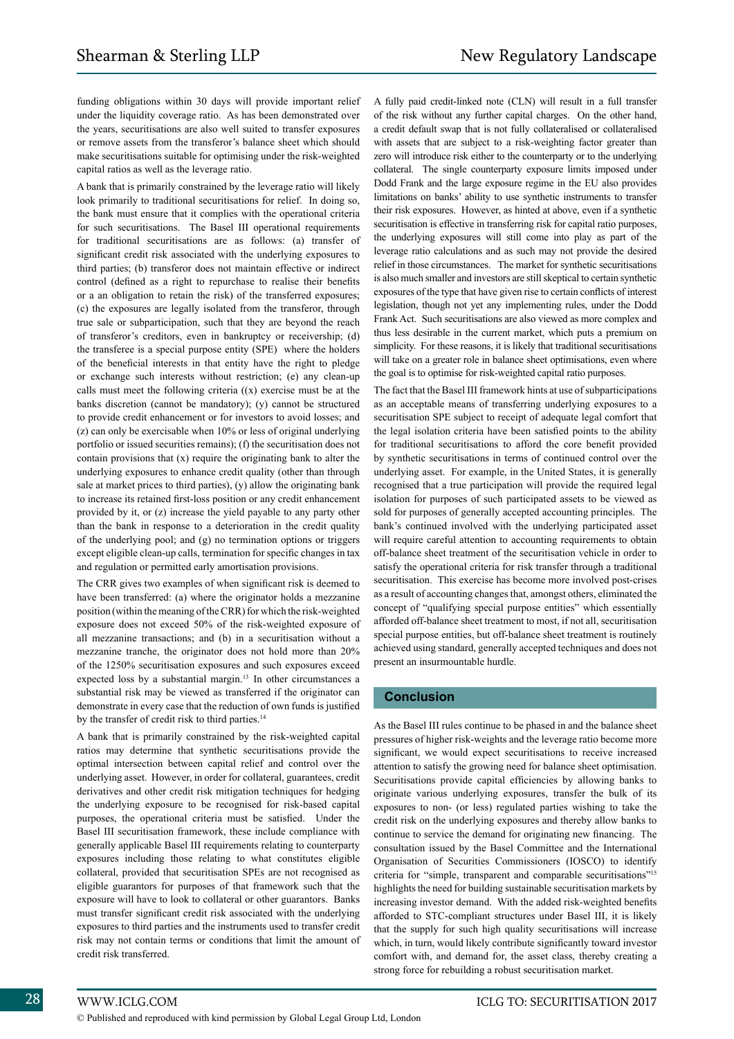funding obligations within 30 days will provide important relief under the liquidity coverage ratio. As has been demonstrated over the years, securitisations are also well suited to transfer exposures or remove assets from the transferor's balance sheet which should make securitisations suitable for optimising under the risk-weighted capital ratios as well as the leverage ratio.

A bank that is primarily constrained by the leverage ratio will likely look primarily to traditional securitisations for relief. In doing so, the bank must ensure that it complies with the operational criteria for such securitisations. The Basel III operational requirements for traditional securitisations are as follows: (a) transfer of significant credit risk associated with the underlying exposures to third parties; (b) transferor does not maintain effective or indirect control (defined as a right to repurchase to realise their benefits or an obligation to retain the risk) of the transferred exposures; (c) the exposures are legally isolated from the transferor, through true sale or subparticipation, such that they are beyond the reach of transferor's creditors, even in bankruptcy or receivership; (d) the transferee is a special purpose entity (SPE) where the holders of the beneficial interests in that entity have the right to pledge or exchange such interests without restriction; (e) any clean-up calls must meet the following criteria ((x) exercise must be at the banks discretion (cannot be mandatory); (y) cannot be structured to provide credit enhancement or for investors to avoid losses; and (z) can only be exercisable when 10% or less of original underlying portfolio or issued securities remains); (f) the securitisation does not contain provisions that (x) require the originating bank to alter the underlying exposures to enhance credit quality (other than through sale at market prices to third parties), (y) allow the originating bank to increase its retained first-loss position or any credit enhancement provided by it, or (z) increase the yield payable to any party other than the bank in response to a deterioration in the credit quality of the underlying pool; and (g) no termination options or triggers except eligible clean-up calls, termination for specific changes in tax and regulation or permitted early amortisation provisions.

The CRR gives two examples of when significant risk is deemed to have been transferred: (a) where the originator holds a mezzanine position (within the meaning of the CRR) for which the risk-weighted exposure does not exceed 50% of the risk-weighted exposure of all mezzanine transactions; and (b) in a securitisation without a mezzanine tranche, the originator does not hold more than 20% of the 1250% securitisation exposures and such exposures exceed expected loss by a substantial margin.[13] In other circumstances a substantial risk may be viewed as transferred if the originator can demonstrate in every case that the reduction of own funds is justified by the transfer of credit risk to third parties.[14]

A bank that is primarily constrained by the risk-weighted capital ratios may determine that synthetic securitisations provide the optimal intersection between capital relief and control over the underlying asset. However, in order for collateral, guarantees, credit derivatives and other credit risk mitigation techniques for hedging the underlying exposure to be recognised for risk-based capital purposes, the operational criteria must be satisfied. Under the Basel III securitisation framework, these include compliance with generally applicable Basel III requirements relating to counterparty exposures including those relating to what constitutes eligible collateral, provided that securitisation SPEs are not recognised as eligible guarantors for purposes of that framework such that the exposure will have to look to collateral or other guarantors. Banks must transfer significant credit risk associated with the underlying exposures to third parties and the instruments used to transfer credit risk may not contain terms or conditions that limit the amount of credit risk transferred.

A fully paid credit-linked note (CLN) will result in a full transfer of the risk without any further capital charges. On the other hand, a credit default swap that is not fully collateralised or collateralised with assets that are subject to a risk-weighting factor greater than zero will introduce risk either to the counterparty or to the underlying collateral. The single counterparty exposure limits imposed under Dodd Frank and the large exposure regime in the EU also provides limitations on banks' ability to use synthetic instruments to transfer their risk exposures. However, as hinted at above, even if a synthetic securitisation is effective in transferring risk for capital ratio purposes, the underlying exposures will still come into play as part of the leverage ratio calculations and as such may not provide the desired relief in those circumstances. The market for synthetic securitisations is also much smaller and investors are still skeptical to certain synthetic exposures of the type that have given rise to certain conflicts of interest legislation, though not yet any implementing rules, under the Dodd Frank Act. Such securitisations are also viewed as more complex and thus less desirable in the current market, which puts a premium on simplicity. For these reasons, it is likely that traditional securitisations will take on a greater role in balance sheet optimisations, even where the goal is to optimise for risk-weighted capital ratio purposes.

The fact that the Basel III framework hints at use of subparticipations as an acceptable means of transferring underlying exposures to a securitisation SPE subject to receipt of adequate legal comfort that the legal isolation criteria have been satisfied points to the ability for traditional securitisations to afford the core benefit provided by synthetic securitisations in terms of continued control over the underlying asset. For example, in the United States, it is generally recognised that a true participation will provide the required legal isolation for purposes of such participated assets to be viewed as sold for purposes of generally accepted accounting principles. The bank's continued involved with the underlying participated asset will require careful attention to accounting requirements to obtain off-balance sheet treatment of the securitisation vehicle in order to satisfy the operational criteria for risk transfer through a traditional securitisation. This exercise has become more involved post-crises as a result of accounting changes that, amongst others, eliminated the concept of "qualifying special purpose entities" which essentially afforded off-balance sheet treatment to most, if not all, securitisation special purpose entities, but off-balance sheet treatment is routinely achieved using standard, generally accepted techniques and does not present an insurmountable hurdle.

## Conclusion

As the Basel III rules continue to be phased in and the balance sheet pressures of higher risk-weights and the leverage ratio become more significant, we would expect securitisations to receive increased attention to satisfy the growing need for balance sheet optimisation. Securitisations provide capital efficiencies by allowing banks to originate various underlying exposures, transfer the bulk of its exposures to non- (or less) regulated parties wishing to take the credit risk on the underlying exposures and thereby allow banks to continue to service the demand for originating new financing. The consultation issued by the Basel Committee and the International Organisation of Securities Commissioners (IOSCO) to identify criteria for "simple, transparent and comparable securitisations"[15] highlights the need for building sustainable securitisation markets by increasing investor demand. With the added risk-weighted benefits afforded to STC-compliant structures under Basel III, it is likely that the supply for such high quality securitisations will increase which, in turn, would likely contribute significantly toward investor comfort with, and demand for, the asset class, thereby creating a strong force for rebuilding a robust securitisation market.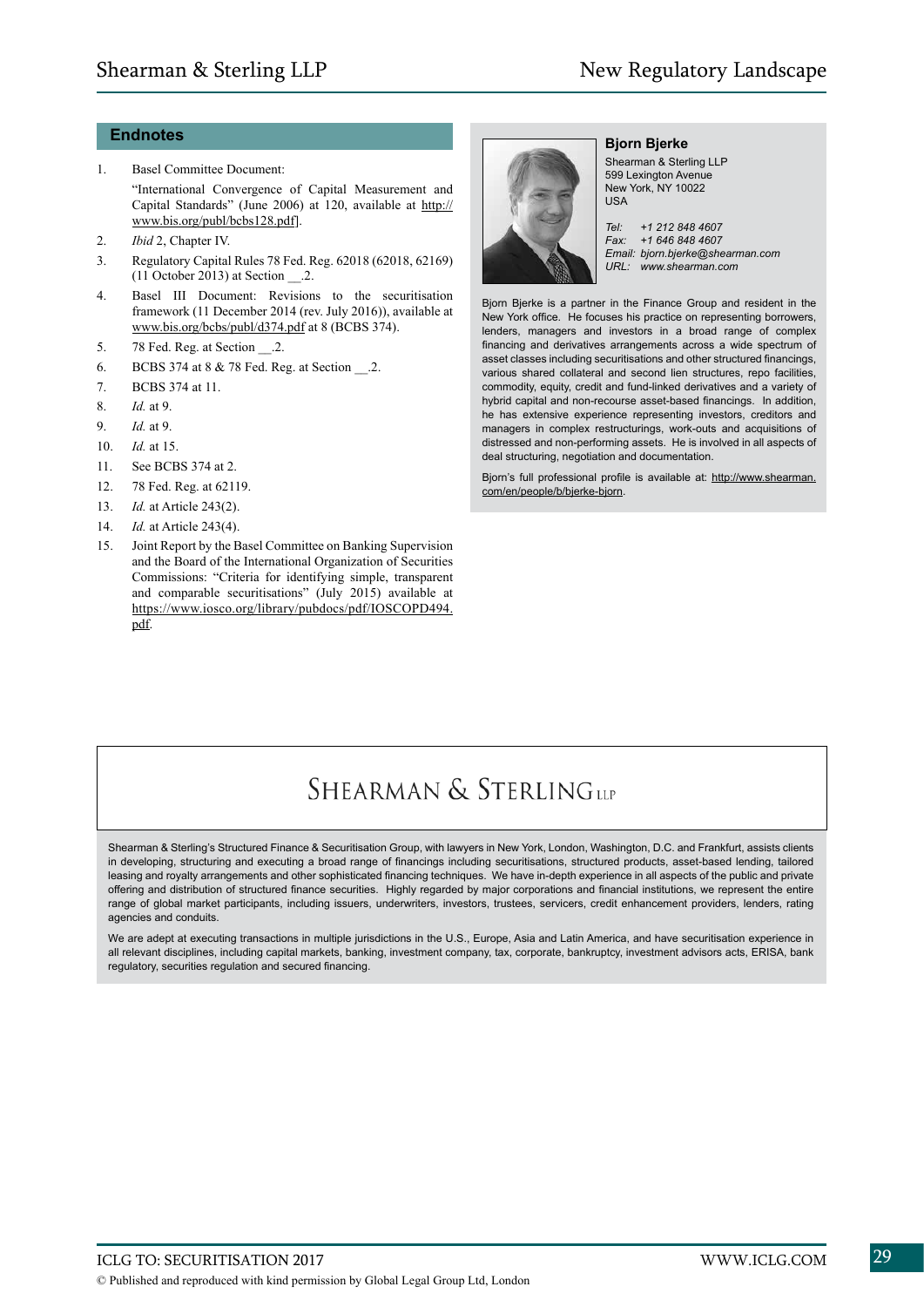## Endnotes

1. Basel Committee Document:

   "International Convergence of Capital Measurement and Capital Standards" (June 2006) at 120, available at http://www.bis.org/publ/bcbs128.pdf].
2. *Ibid* 2, Chapter IV.
3. Regulatory Capital Rules 78 Fed. Reg. 62018 (62018, 62169) (11 October 2013) at Section __.2.
4. Basel III Document: Revisions to the securitisation framework (11 December 2014 (rev. July 2016)), available at www.bis.org/bcbs/publ/d374.pdf at 8 (BCBS 374).
5. 78 Fed. Reg. at Section __.2.
6. BCBS 374 at 8 & 78 Fed. Reg. at Section __.2.
7. BCBS 374 at 11.
8. *Id.* at 9.
9. *Id.* at 9.
10. *Id.* at 15.
11. See BCBS 374 at 2.
12. 78 Fed. Reg. at 62119.
13. *Id.* at Article 243(2).
14. *Id.* at Article 243(4).
15. Joint Report by the Basel Committee on Banking Supervision and the Board of the International Organization of Securities Commissions: "Criteria for identifying simple, transparent and comparable securitisations" (July 2015) available at https://www.iosco.org/library/pubdocs/pdf/IOSCOPD494.pdf.

**Bjorn Bjerke**

Shearman & Sterling LLP
599 Lexington Avenue
New York, NY 10022
USA

*Tel: +1 212 848 4607*
*Fax: +1 646 848 4607*
*Email: bjorn.bjerke@shearman.com*
*URL: www.shearman.com*

Bjorn Bjerke is a partner in the Finance Group and resident in the New York office. He focuses his practice on representing borrowers, lenders, managers and investors in a broad range of complex financing and derivatives arrangements across a wide spectrum of asset classes including securitisations and other structured financings, various shared collateral and second lien structures, repo facilities, commodity, equity, credit and fund-linked derivatives and a variety of hybrid capital and non-recourse asset-based financings. In addition, he has extensive experience representing investors, creditors and managers in complex restructurings, work-outs and acquisitions of distressed and non-performing assets. He is involved in all aspects of deal structuring, negotiation and documentation.

Bjorn's full professional profile is available at: http://www.shearman.com/en/people/b/bjerke-bjorn.

SHEARMAN & STERLING LLP

Shearman & Sterling's Structured Finance & Securitisation Group, with lawyers in New York, London, Washington, D.C. and Frankfurt, assists clients in developing, structuring and executing a broad range of financings including securitisations, structured products, asset-based lending, tailored leasing and royalty arrangements and other sophisticated financing techniques. We have in-depth experience in all aspects of the public and private offering and distribution of structured finance securities. Highly regarded by major corporations and financial institutions, we represent the entire range of global market participants, including issuers, underwriters, investors, trustees, servicers, credit enhancement providers, lenders, rating agencies and conduits.

We are adept at executing transactions in multiple jurisdictions in the U.S., Europe, Asia and Latin America, and have securitisation experience in all relevant disciplines, including capital markets, banking, investment company, tax, corporate, bankruptcy, investment advisors acts, ERISA, bank regulatory, securities regulation and secured financing.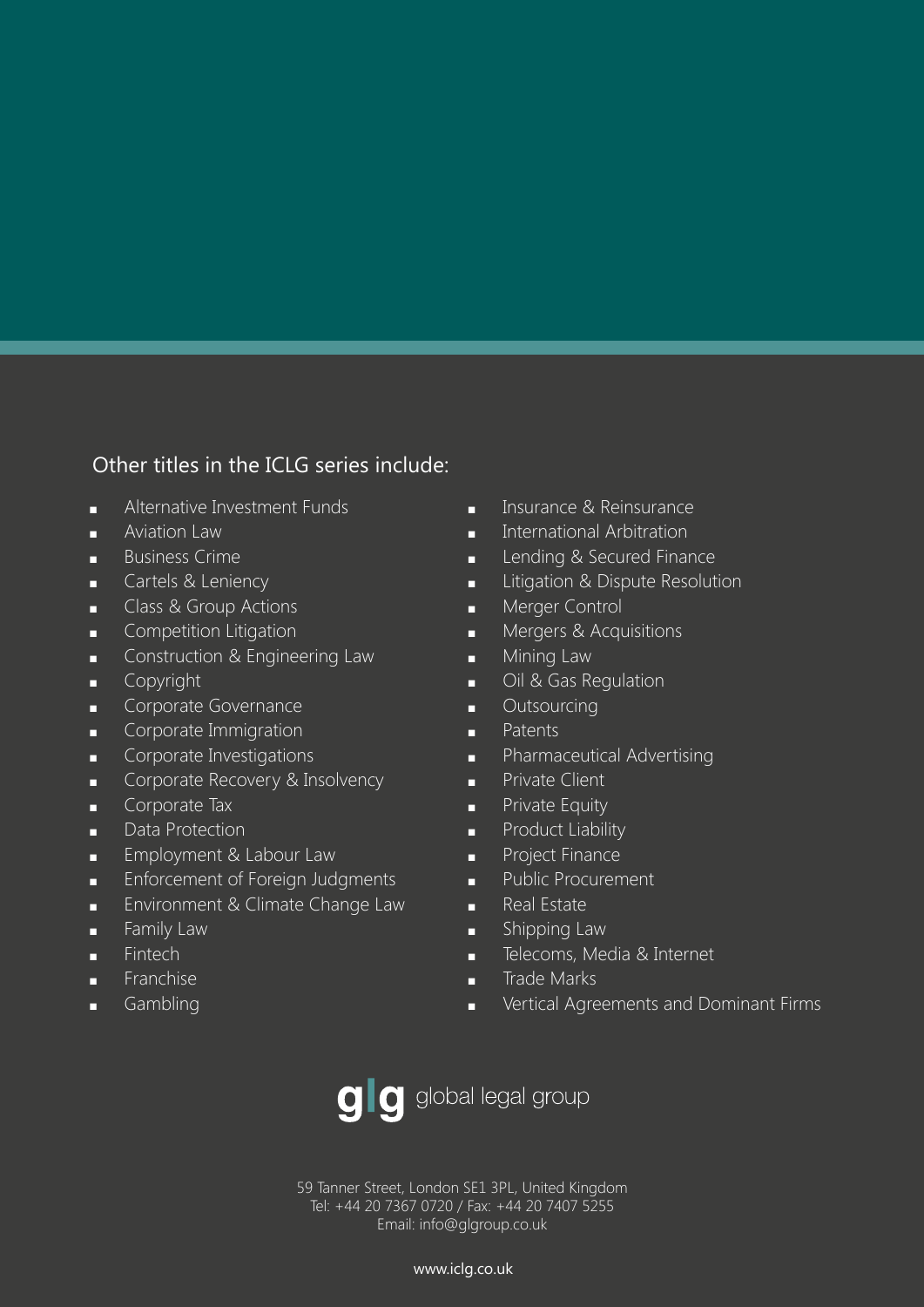Other titles in the ICLG series include:

- Alternative Investment Funds
- Aviation Law
- Business Crime
- Cartels & Leniency
- Class & Group Actions
- Competition Litigation
- Construction & Engineering Law
- Copyright
- Corporate Governance
- Corporate Immigration
- Corporate Investigations
- Corporate Recovery & Insolvency
- Corporate Tax
- Data Protection
- Employment & Labour Law
- Enforcement of Foreign Judgments
- Environment & Climate Change Law
- Family Law
- Fintech
- Franchise
- Gambling
- Insurance & Reinsurance
- International Arbitration
- Lending & Secured Finance
- Litigation & Dispute Resolution
- Merger Control
- Mergers & Acquisitions
- Mining Law
- Oil & Gas Regulation
- Outsourcing
- Patents
- Pharmaceutical Advertising
- Private Client
- Private Equity
- Product Liability
- Project Finance
- Public Procurement
- Real Estate
- Shipping Law
- Telecoms, Media & Internet
- Trade Marks
- Vertical Agreements and Dominant Firms

glg global legal group

59 Tanner Street, London SE1 3PL, United Kingdom
Tel: +44 20 7367 0720 / Fax: +44 20 7407 5255
Email: info@glgroup.co.uk

www.iclg.co.uk